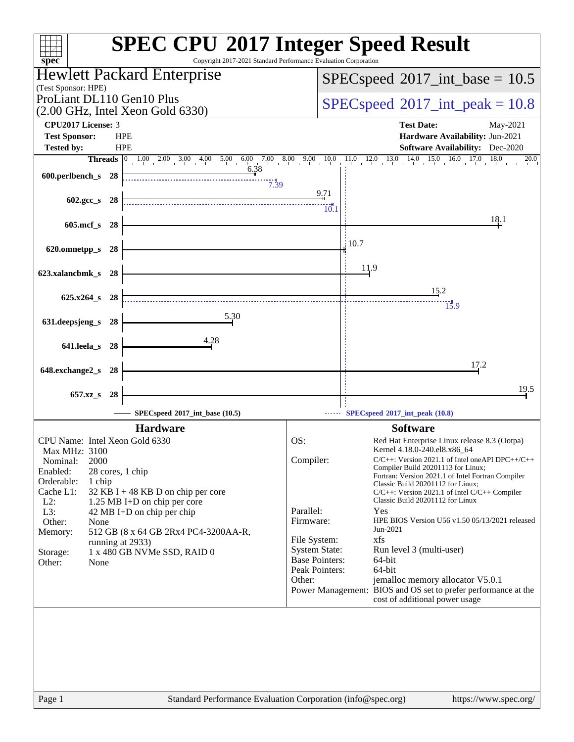# SPEC CPU 2017 Integer Speed Result

Copyright 2017-2021 Standard Performance Evaluation Corporation

**Hewlett Packard Enterprise**
(Test Sponsor: HPE)
ProLiant DL110 Gen10 Plus
(2.00 GHz, Intel Xeon Gold 6330)

**SPECspeed 2017_int_base = 10.5**

**SPECspeed 2017_int_peak = 10.8**

| | | | |
|---|---|---|---|
| **CPU2017 License:** | 3 | **Test Date:** | May-2021 |
| **Test Sponsor:** | HPE | **Hardware Availability:** | Jun-2021 |
| **Tested by:** | HPE | **Software Availability:** | Dec-2020 |

| Benchmark | Threads | Base | Peak |
|---|---|---|---|
| 600.perlbench_s | 28 | 6.38 | 7.39 |
| 602.gcc_s | 28 | 9.71 | 10.1 |
| 605.mcf_s | 28 | 18.1 | |
| 620.omnetpp_s | 28 | 10.7 | |
| 623.xalancbmk_s | 28 | 11.9 | |
| 625.x264_s | 28 | 15.2 | 15.9 |
| 631.deepsjeng_s | 28 | 5.30 | |
| 641.leela_s | 28 | 4.28 | |
| 648.exchange2_s | 28 | 17.2 | |
| 657.xz_s | 28 | 19.5 | |

SPECspeed 2017_int_base (10.5) — SPECspeed 2017_int_peak (10.8)

## Hardware

| | |
|---|---|
| CPU Name: | Intel Xeon Gold 6330 |
| Max MHz: | 3100 |
| Nominal: | 2000 |
| Enabled: | 28 cores, 1 chip |
| Orderable: | 1 chip |
| Cache L1: | 32 KB I + 48 KB D on chip per core |
| L2: | 1.25 MB I+D on chip per core |
| L3: | 42 MB I+D on chip per chip |
| Other: | None |
| Memory: | 512 GB (8 x 64 GB 2Rx4 PC4-3200AA-R, running at 2933) |
| Storage: | 1 x 480 GB NVMe SSD, RAID 0 |
| Other: | None |

## Software

| | |
|---|---|
| OS: | Red Hat Enterprise Linux release 8.3 (Ootpa) Kernel 4.18.0-240.el8.x86_64 |
| Compiler: | C/C++: Version 2021.1 of Intel oneAPI DPC++/C++ Compiler Build 20201113 for Linux; Fortran: Version 2021.1 of Intel Fortran Compiler Classic Build 20201112 for Linux; C/C++: Version 2021.1 of Intel C/C++ Compiler Classic Build 20201112 for Linux |
| Parallel: | Yes |
| Firmware: | HPE BIOS Version U56 v1.50 05/13/2021 released Jun-2021 |
| File System: | xfs |
| System State: | Run level 3 (multi-user) |
| Base Pointers: | 64-bit |
| Peak Pointers: | 64-bit |
| Other: | jemalloc memory allocator V5.0.1 |
| Power Management: | BIOS and OS set to prefer performance at the cost of additional power usage |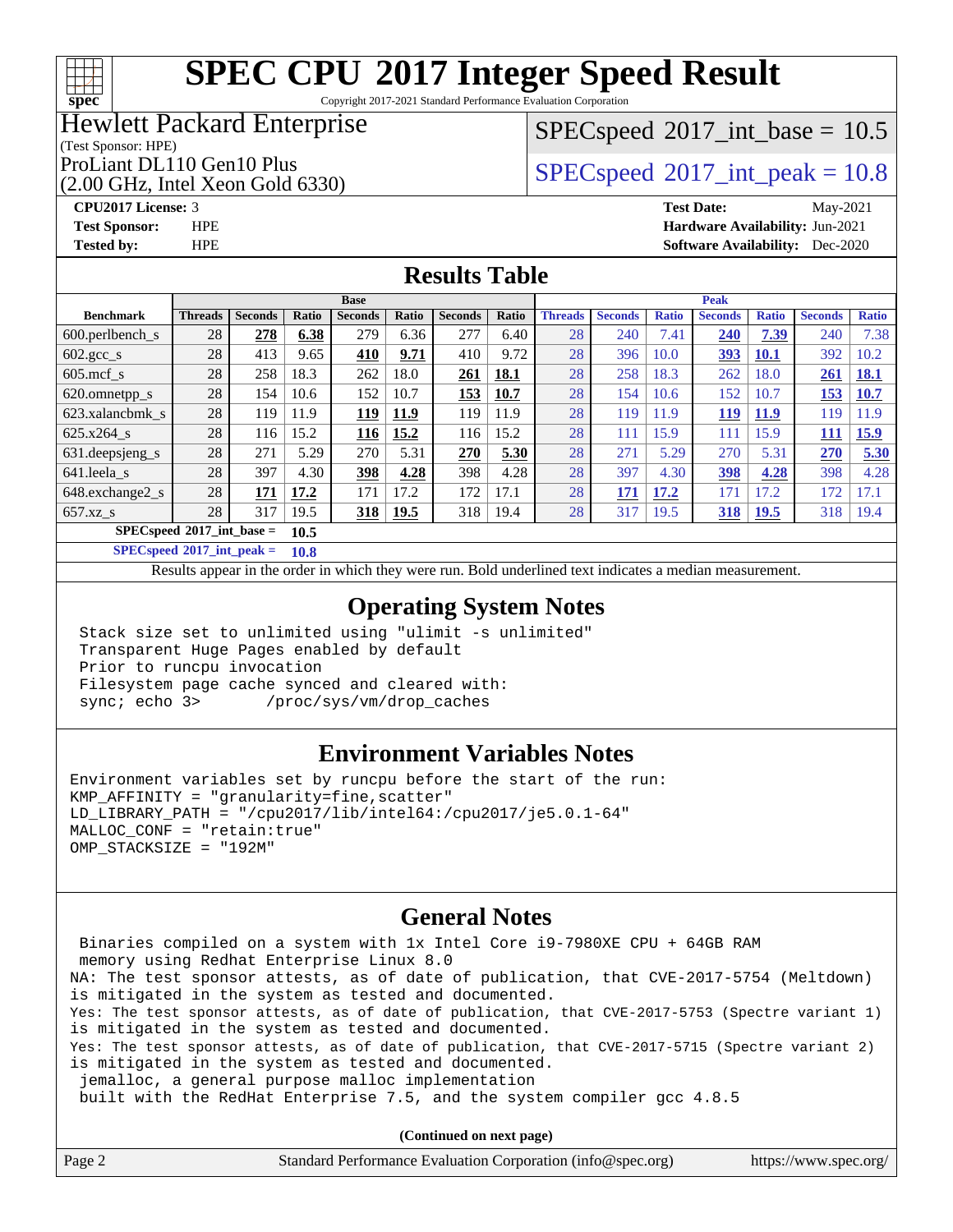# SPEC CPU 2017 Integer Speed Result

Copyright 2017-2021 Standard Performance Evaluation Corporation

**Hewlett Packard Enterprise**
(Test Sponsor: HPE)
ProLiant DL110 Gen10 Plus
(2.00 GHz, Intel Xeon Gold 6330)

SPECspeed 2017_int_base = 10.5

SPECspeed 2017_int_peak = 10.8

**CPU2017 License:** 3
**Test Sponsor:** HPE
**Tested by:** HPE

**Test Date:** May-2021
**Hardware Availability:** Jun-2021
**Software Availability:** Dec-2020

## Results Table

| Benchmark | Base | | | | | | | Peak | | | | | | |
|---|---|---|---|---|---|---|---|---|---|---|---|---|---|---|
| | Threads | Seconds | Ratio | Seconds | Ratio | Seconds | Ratio | Threads | Seconds | Ratio | Seconds | Ratio | Seconds | Ratio |
| 600.perlbench_s | 28 | **278** | **6.38** | 279 | 6.36 | 277 | 6.40 | 28 | 240 | 7.41 | **240** | **7.39** | 240 | 7.38 |
| 602.gcc_s | 28 | 413 | 9.65 | **410** | **9.71** | 410 | 9.72 | 28 | 396 | 10.0 | **393** | **10.1** | 392 | 10.2 |
| 605.mcf_s | 28 | 258 | 18.3 | 262 | 18.0 | **261** | **18.1** | 28 | 258 | 18.3 | 262 | 18.0 | **261** | **18.1** |
| 620.omnetpp_s | 28 | 154 | 10.6 | 152 | 10.7 | **153** | **10.7** | 28 | 154 | 10.6 | 152 | 10.7 | **153** | **10.7** |
| 623.xalancbmk_s | 28 | 119 | 11.9 | **119** | **11.9** | 119 | 11.9 | 28 | 119 | 11.9 | **119** | **11.9** | 119 | 11.9 |
| 625.x264_s | 28 | 116 | 15.2 | **116** | **15.2** | 116 | 15.2 | 28 | 111 | 15.9 | 111 | 15.9 | **111** | **15.9** |
| 631.deepsjeng_s | 28 | 271 | 5.29 | 270 | 5.31 | **270** | **5.30** | 28 | 271 | 5.29 | 270 | 5.31 | **270** | **5.30** |
| 641.leela_s | 28 | 397 | 4.30 | **398** | **4.28** | 398 | 4.28 | 28 | 397 | 4.30 | **398** | **4.28** | 398 | 4.28 |
| 648.exchange2_s | 28 | **171** | **17.2** | 171 | 17.2 | 172 | 17.1 | 28 | **171** | **17.2** | 171 | 17.2 | 172 | 17.1 |
| 657.xz_s | 28 | 317 | 19.5 | **318** | **19.5** | 318 | 19.4 | 28 | 317 | 19.5 | **318** | **19.5** | 318 | 19.4 |

**SPECspeed 2017_int_base = 10.5**

**SPECspeed 2017_int_peak = 10.8**

Results appear in the order in which they were run. Bold underlined text indicates a median measurement.

## Operating System Notes

```
Stack size set to unlimited using "ulimit -s unlimited"
Transparent Huge Pages enabled by default
Prior to runcpu invocation
Filesystem page cache synced and cleared with:
sync; echo 3>       /proc/sys/vm/drop_caches
```

## Environment Variables Notes

```
Environment variables set by runcpu before the start of the run:
KMP_AFFINITY = "granularity=fine,scatter"
LD_LIBRARY_PATH = "/cpu2017/lib/intel64:/cpu2017/je5.0.1-64"
MALLOC_CONF = "retain:true"
OMP_STACKSIZE = "192M"
```

## General Notes

```
 Binaries compiled on a system with 1x Intel Core i9-7980XE CPU + 64GB RAM
 memory using Redhat Enterprise Linux 8.0
NA: The test sponsor attests, as of date of publication, that CVE-2017-5754 (Meltdown)
is mitigated in the system as tested and documented.
Yes: The test sponsor attests, as of date of publication, that CVE-2017-5753 (Spectre variant 1)
is mitigated in the system as tested and documented.
Yes: The test sponsor attests, as of date of publication, that CVE-2017-5715 (Spectre variant 2)
is mitigated in the system as tested and documented.
 jemalloc, a general purpose malloc implementation
 built with the RedHat Enterprise 7.5, and the system compiler gcc 4.8.5
```

**(Continued on next page)**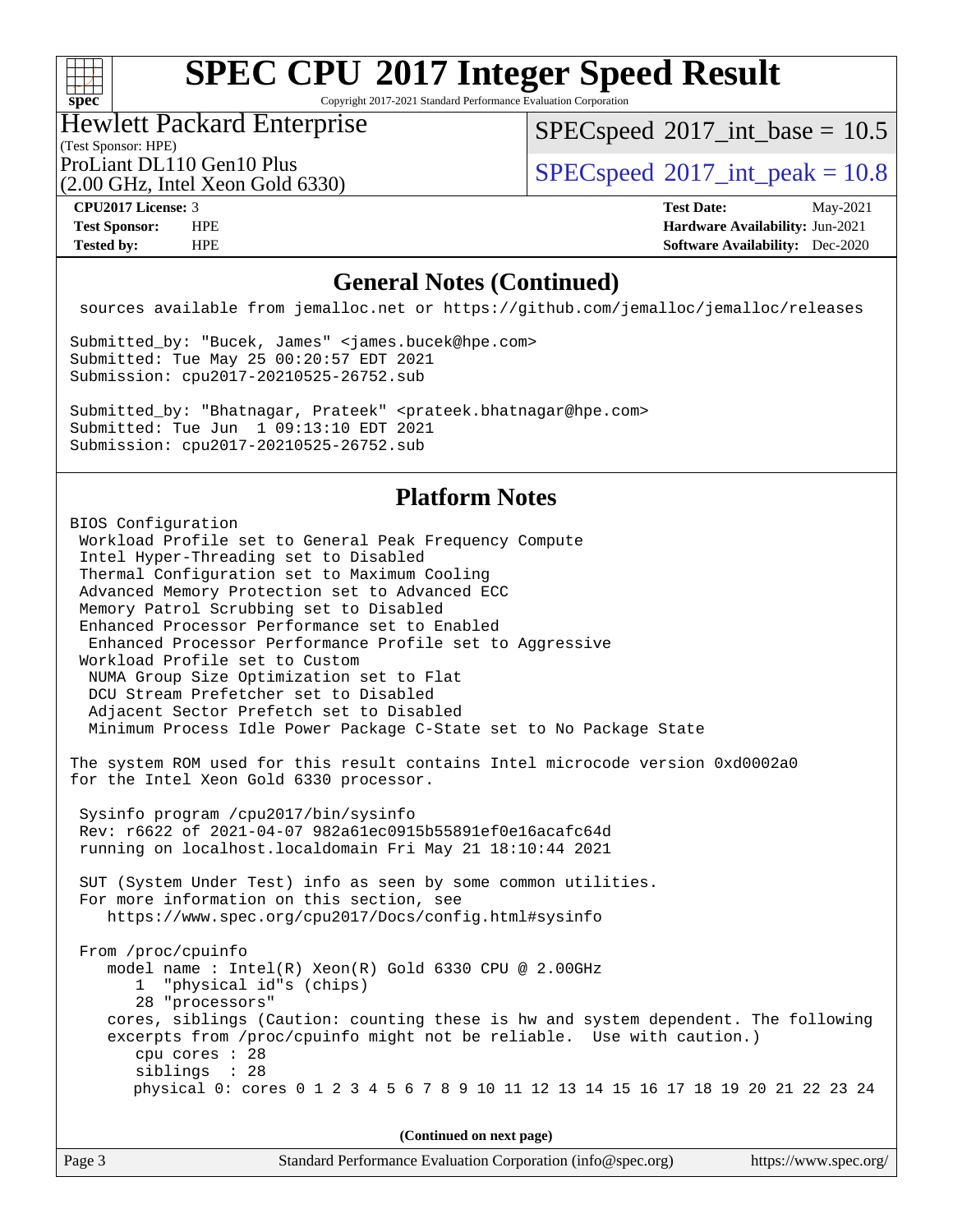# SPEC CPU 2017 Integer Speed Result

Copyright 2017-2021 Standard Performance Evaluation Corporation

## Hewlett Packard Enterprise

(Test Sponsor: HPE)

ProLiant DL110 Gen10 Plus
(2.00 GHz, Intel Xeon Gold 6330)

SPECspeed 2017_int_base = 10.5

SPECspeed 2017_int_peak = 10.8

| | | | |
|---|---|---|---|
| **CPU2017 License:** | 3 | **Test Date:** | May-2021 |
| **Test Sponsor:** | HPE | **Hardware Availability:** | Jun-2021 |
| **Tested by:** | HPE | **Software Availability:** | Dec-2020 |

## General Notes (Continued)

```
 sources available from jemalloc.net or https://github.com/jemalloc/jemalloc/releases

Submitted_by: "Bucek, James" <james.bucek@hpe.com>
Submitted: Tue May 25 00:20:57 EDT 2021
Submission: cpu2017-20210525-26752.sub

Submitted_by: "Bhatnagar, Prateek" <prateek.bhatnagar@hpe.com>
Submitted: Tue Jun  1 09:13:10 EDT 2021
Submission: cpu2017-20210525-26752.sub
```

## Platform Notes

```
BIOS Configuration
 Workload Profile set to General Peak Frequency Compute
 Intel Hyper-Threading set to Disabled
 Thermal Configuration set to Maximum Cooling
 Advanced Memory Protection set to Advanced ECC
 Memory Patrol Scrubbing set to Disabled
 Enhanced Processor Performance set to Enabled
  Enhanced Processor Performance Profile set to Aggressive
 Workload Profile set to Custom
  NUMA Group Size Optimization set to Flat
  DCU Stream Prefetcher set to Disabled
  Adjacent Sector Prefetch set to Disabled
  Minimum Process Idle Power Package C-State set to No Package State

The system ROM used for this result contains Intel microcode version 0xd0002a0
for the Intel Xeon Gold 6330 processor.

 Sysinfo program /cpu2017/bin/sysinfo
 Rev: r6622 of 2021-04-07 982a61ec0915b55891ef0e16acafc64d
 running on localhost.localdomain Fri May 21 18:10:44 2021

 SUT (System Under Test) info as seen by some common utilities.
 For more information on this section, see
    https://www.spec.org/cpu2017/Docs/config.html#sysinfo

 From /proc/cpuinfo
    model name : Intel(R) Xeon(R) Gold 6330 CPU @ 2.00GHz
       1  "physical id"s (chips)
       28 "processors"
    cores, siblings (Caution: counting these is hw and system dependent. The following
    excerpts from /proc/cpuinfo might not be reliable.  Use with caution.)
       cpu cores : 28
       siblings  : 28
       physical 0: cores 0 1 2 3 4 5 6 7 8 9 10 11 12 13 14 15 16 17 18 19 20 21 22 23 24
```

(Continued on next page)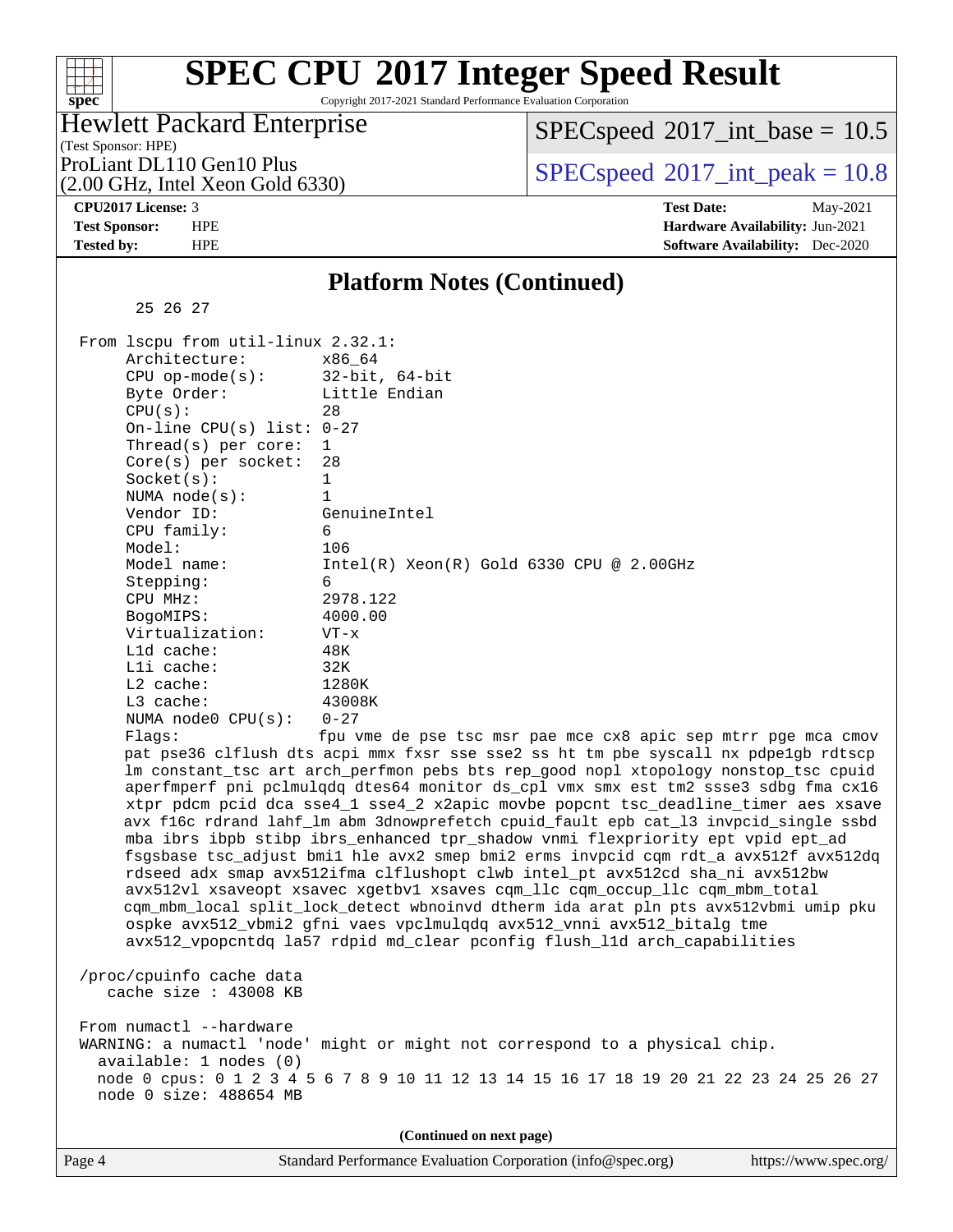## Platform Notes (Continued)

```
       25 26 27

  From lscpu from util-linux 2.32.1:
       Architecture:        x86_64
       CPU op-mode(s):      32-bit, 64-bit
       Byte Order:          Little Endian
       CPU(s):              28
       On-line CPU(s) list: 0-27
       Thread(s) per core:  1
       Core(s) per socket:  28
       Socket(s):           1
       NUMA node(s):        1
       Vendor ID:           GenuineIntel
       CPU family:          6
       Model:               106
       Model name:          Intel(R) Xeon(R) Gold 6330 CPU @ 2.00GHz
       Stepping:            6
       CPU MHz:             2978.122
       BogoMIPS:            4000.00
       Virtualization:      VT-x
       L1d cache:           48K
       L1i cache:           32K
       L2 cache:            1280K
       L3 cache:            43008K
       NUMA node0 CPU(s):   0-27
       Flags:               fpu vme de pse tsc msr pae mce cx8 apic sep mtrr pge mca cmov
       pat pse36 clflush dts acpi mmx fxsr sse sse2 ss ht tm pbe syscall nx pdpe1gb rdtscp
       lm constant_tsc art arch_perfmon pebs bts rep_good nopl xtopology nonstop_tsc cpuid
       aperfmperf pni pclmulqdq dtes64 monitor ds_cpl vmx smx est tm2 ssse3 sdbg fma cx16
       xtpr pdcm pcid dca sse4_1 sse4_2 x2apic movbe popcnt tsc_deadline_timer aes xsave
       avx f16c rdrand lahf_lm abm 3dnowprefetch cpuid_fault epb cat_l3 invpcid_single ssbd
       mba ibrs ibpb stibp ibrs_enhanced tpr_shadow vnmi flexpriority ept vpid ept_ad
       fsgsbase tsc_adjust bmi1 hle avx2 smep bmi2 erms invpcid cqm rdt_a avx512f avx512dq
       rdseed adx smap avx512ifma clflushopt clwb intel_pt avx512cd sha_ni avx512bw
       avx512vl xsaveopt xsavec xgetbv1 xsaves cqm_llc cqm_occup_llc cqm_mbm_total
       cqm_mbm_local split_lock_detect wbnoinvd dtherm ida arat pln pts avx512vbmi umip pku
       ospke avx512_vbmi2 gfni vaes vpclmulqdq avx512_vnni avx512_bitalg tme
       avx512_vpopcntdq la57 rdpid md_clear pconfig flush_l1d arch_capabilities

  /proc/cpuinfo cache data
     cache size : 43008 KB

  From numactl --hardware
  WARNING: a numactl 'node' might or might not correspond to a physical chip.
    available: 1 nodes (0)
    node 0 cpus: 0 1 2 3 4 5 6 7 8 9 10 11 12 13 14 15 16 17 18 19 20 21 22 23 24 25 26 27
    node 0 size: 488654 MB
```

**(Continued on next page)**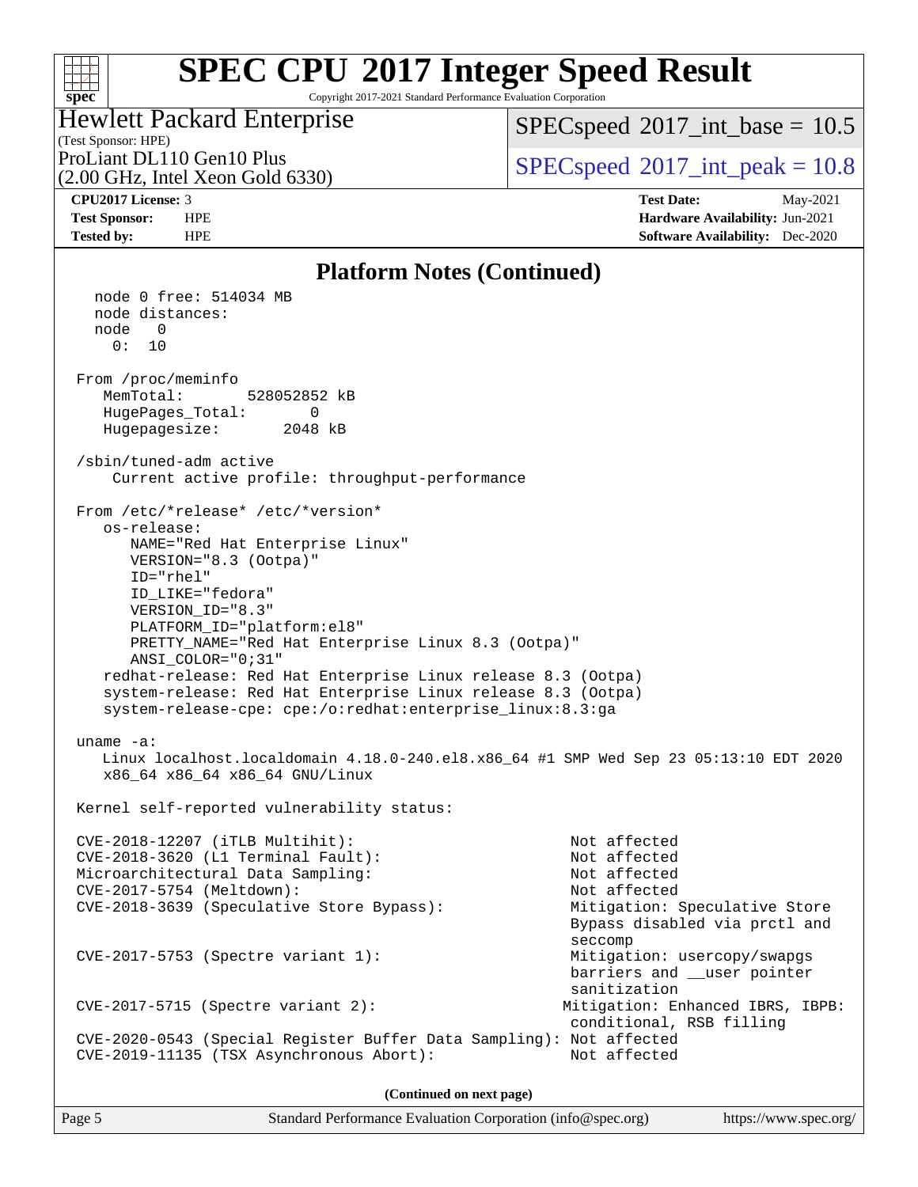# SPEC CPU 2017 Integer Speed Result

Copyright 2017-2021 Standard Performance Evaluation Corporation

**Hewlett Packard Enterprise**
(Test Sponsor: HPE)
ProLiant DL110 Gen10 Plus
(2.00 GHz, Intel Xeon Gold 6330)

SPECspeed 2017_int_base = 10.5
SPECspeed 2017_int_peak = 10.8

| | | | |
|---|---|---|---|
| **CPU2017 License:** | 3 | **Test Date:** | May-2021 |
| **Test Sponsor:** | HPE | **Hardware Availability:** | Jun-2021 |
| **Tested by:** | HPE | **Software Availability:** | Dec-2020 |

## Platform Notes (Continued)

```
    node 0 free: 514034 MB
    node distances:
    node   0
      0:  10

 From /proc/meminfo
    MemTotal:       528052852 kB
    HugePages_Total:       0
    Hugepagesize:       2048 kB

 /sbin/tuned-adm active
      Current active profile: throughput-performance

 From /etc/*release* /etc/*version*
    os-release:
       NAME="Red Hat Enterprise Linux"
       VERSION="8.3 (Ootpa)"
       ID="rhel"
       ID_LIKE="fedora"
       VERSION_ID="8.3"
       PLATFORM_ID="platform:el8"
       PRETTY_NAME="Red Hat Enterprise Linux 8.3 (Ootpa)"
       ANSI_COLOR="0;31"
    redhat-release: Red Hat Enterprise Linux release 8.3 (Ootpa)
    system-release: Red Hat Enterprise Linux release 8.3 (Ootpa)
    system-release-cpe: cpe:/o:redhat:enterprise_linux:8.3:ga

 uname -a:
    Linux localhost.localdomain 4.18.0-240.el8.x86_64 #1 SMP Wed Sep 23 05:13:10 EDT 2020
    x86_64 x86_64 x86_64 GNU/Linux

 Kernel self-reported vulnerability status:

 CVE-2018-12207 (iTLB Multihit):                          Not affected
 CVE-2018-3620 (L1 Terminal Fault):                       Not affected
 Microarchitectural Data Sampling:                        Not affected
 CVE-2017-5754 (Meltdown):                                Not affected
 CVE-2018-3639 (Speculative Store Bypass):                Mitigation: Speculative Store
                                                          Bypass disabled via prctl and
                                                          seccomp
 CVE-2017-5753 (Spectre variant 1):                       Mitigation: usercopy/swapgs
                                                          barriers and __user pointer
                                                          sanitization
 CVE-2017-5715 (Spectre variant 2):                      Mitigation: Enhanced IBRS, IBPB:
                                                          conditional, RSB filling
 CVE-2020-0543 (Special Register Buffer Data Sampling): Not affected
 CVE-2019-11135 (TSX Asynchronous Abort):                 Not affected
```

(Continued on next page)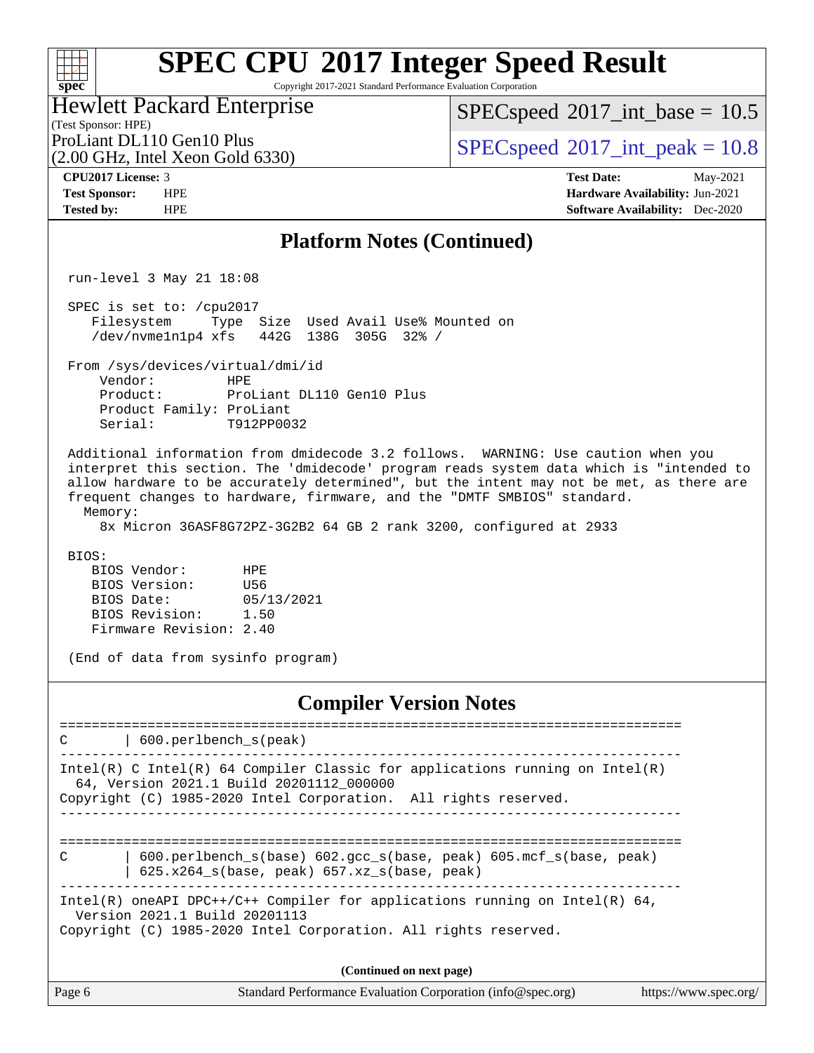## Platform Notes (Continued)

```
run-level 3 May 21 18:08

SPEC is set to: /cpu2017
   Filesystem     Type  Size  Used Avail Use% Mounted on
   /dev/nvme1n1p4 xfs   442G  138G  305G  32% /

From /sys/devices/virtual/dmi/id
    Vendor:         HPE
    Product:        ProLiant DL110 Gen10 Plus
    Product Family: ProLiant
    Serial:         T912PP0032

Additional information from dmidecode 3.2 follows.  WARNING: Use caution when you
interpret this section. The 'dmidecode' program reads system data which is "intended to
allow hardware to be accurately determined", but the intent may not be met, as there are
frequent changes to hardware, firmware, and the "DMTF SMBIOS" standard.
  Memory:
    8x Micron 36ASF8G72PZ-3G2B2 64 GB 2 rank 3200, configured at 2933

BIOS:
   BIOS Vendor:       HPE
   BIOS Version:      U56
   BIOS Date:         05/13/2021
   BIOS Revision:     1.50
   Firmware Revision: 2.40

(End of data from sysinfo program)
```

## Compiler Version Notes

```
==============================================================================
C       | 600.perlbench_s(peak)
------------------------------------------------------------------------------
Intel(R) C Intel(R) 64 Compiler Classic for applications running on Intel(R)
  64, Version 2021.1 Build 20201112_000000
Copyright (C) 1985-2020 Intel Corporation.  All rights reserved.
------------------------------------------------------------------------------

==============================================================================
C       | 600.perlbench_s(base) 602.gcc_s(base, peak) 605.mcf_s(base, peak)
        | 625.x264_s(base, peak) 657.xz_s(base, peak)
------------------------------------------------------------------------------
Intel(R) oneAPI DPC++/C++ Compiler for applications running on Intel(R) 64,
  Version 2021.1 Build 20201113
Copyright (C) 1985-2020 Intel Corporation. All rights reserved.
```

(Continued on next page)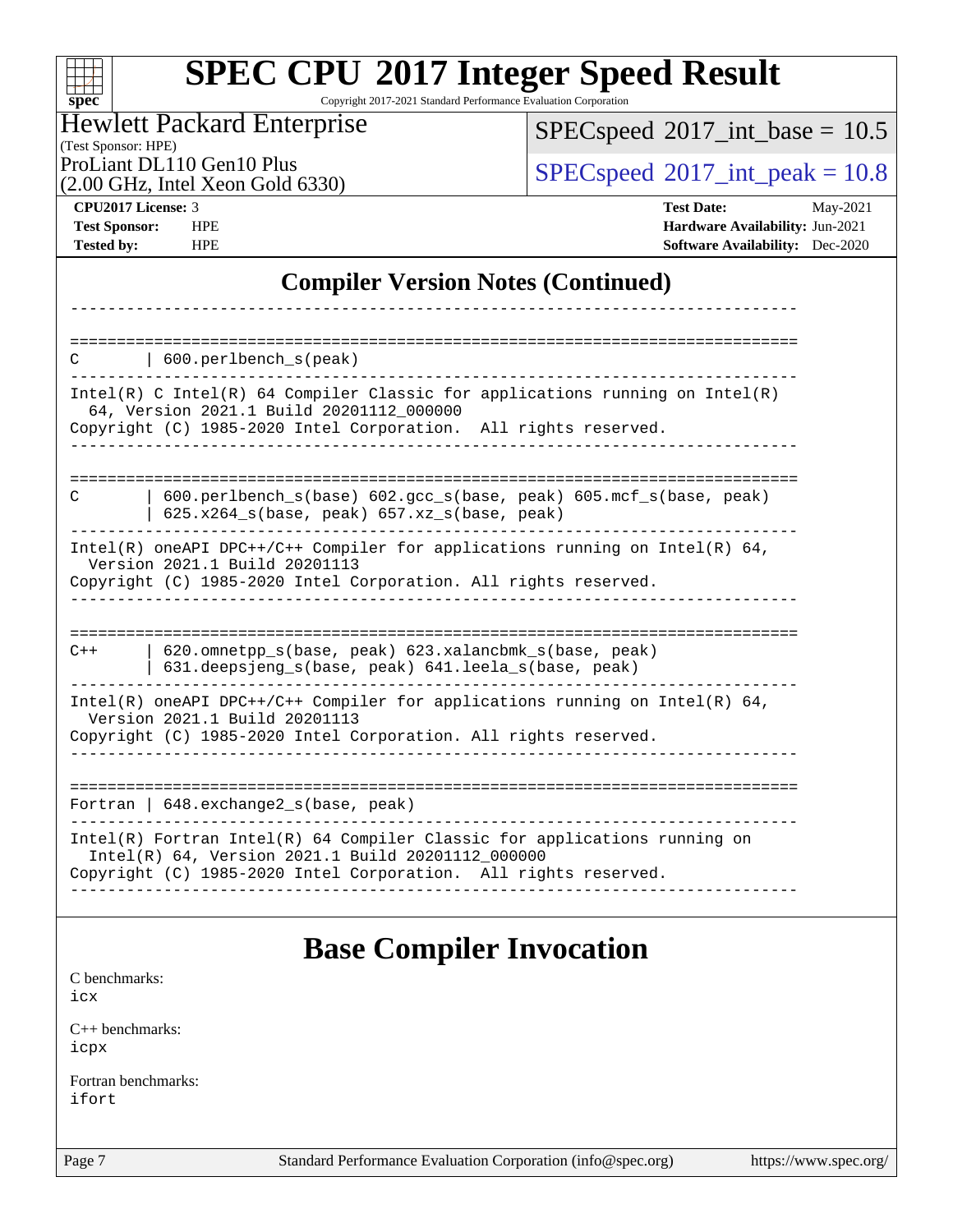## Compiler Version Notes (Continued)

```
------------------------------------------------------------------------------

==============================================================================
C       | 600.perlbench_s(peak)
------------------------------------------------------------------------------
Intel(R) C Intel(R) 64 Compiler Classic for applications running on Intel(R)
  64, Version 2021.1 Build 20201112_000000
Copyright (C) 1985-2020 Intel Corporation.  All rights reserved.
------------------------------------------------------------------------------

==============================================================================
C       | 600.perlbench_s(base) 602.gcc_s(base, peak) 605.mcf_s(base, peak)
        | 625.x264_s(base, peak) 657.xz_s(base, peak)
------------------------------------------------------------------------------
Intel(R) oneAPI DPC++/C++ Compiler for applications running on Intel(R) 64,
  Version 2021.1 Build 20201113
Copyright (C) 1985-2020 Intel Corporation. All rights reserved.
------------------------------------------------------------------------------

==============================================================================
C++     | 620.omnetpp_s(base, peak) 623.xalancbmk_s(base, peak)
        | 631.deepsjeng_s(base, peak) 641.leela_s(base, peak)
------------------------------------------------------------------------------
Intel(R) oneAPI DPC++/C++ Compiler for applications running on Intel(R) 64,
  Version 2021.1 Build 20201113
Copyright (C) 1985-2020 Intel Corporation. All rights reserved.
------------------------------------------------------------------------------

==============================================================================
Fortran | 648.exchange2_s(base, peak)
------------------------------------------------------------------------------
Intel(R) Fortran Intel(R) 64 Compiler Classic for applications running on
  Intel(R) 64, Version 2021.1 Build 20201112_000000
Copyright (C) 1985-2020 Intel Corporation.  All rights reserved.
------------------------------------------------------------------------------
```

## Base Compiler Invocation

C benchmarks:
icx

C++ benchmarks:
icpx

Fortran benchmarks:
ifort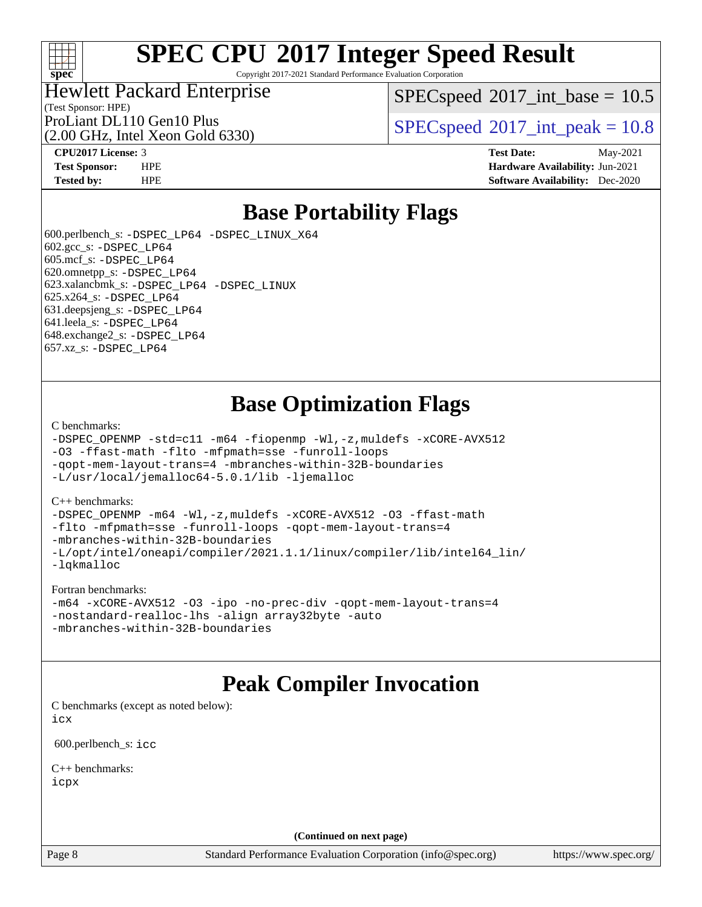# SPEC CPU 2017 Integer Speed Result

Copyright 2017-2021 Standard Performance Evaluation Corporation

Hewlett Packard Enterprise
(Test Sponsor: HPE)
ProLiant DL110 Gen10 Plus
(2.00 GHz, Intel Xeon Gold 6330)

SPECspeed 2017_int_base = 10.5

SPECspeed 2017_int_peak = 10.8

**CPU2017 License:** 3
**Test Sponsor:** HPE
**Tested by:** HPE

**Test Date:** May-2021
**Hardware Availability:** Jun-2021
**Software Availability:** Dec-2020

## Base Portability Flags

600.perlbench_s: -DSPEC_LP64 -DSPEC_LINUX_X64
602.gcc_s: -DSPEC_LP64
605.mcf_s: -DSPEC_LP64
620.omnetpp_s: -DSPEC_LP64
623.xalancbmk_s: -DSPEC_LP64 -DSPEC_LINUX
625.x264_s: -DSPEC_LP64
631.deepsjeng_s: -DSPEC_LP64
641.leela_s: -DSPEC_LP64
648.exchange2_s: -DSPEC_LP64
657.xz_s: -DSPEC_LP64

## Base Optimization Flags

C benchmarks:

```
-DSPEC_OPENMP -std=c11 -m64 -fiopenmp -Wl,-z,muldefs -xCORE-AVX512
-O3 -ffast-math -flto -mfpmath=sse -funroll-loops
-qopt-mem-layout-trans=4 -mbranches-within-32B-boundaries
-L/usr/local/jemalloc64-5.0.1/lib -ljemalloc
```

C++ benchmarks:

```
-DSPEC_OPENMP -m64 -Wl,-z,muldefs -xCORE-AVX512 -O3 -ffast-math
-flto -mfpmath=sse -funroll-loops -qopt-mem-layout-trans=4
-mbranches-within-32B-boundaries
-L/opt/intel/oneapi/compiler/2021.1.1/linux/compiler/lib/intel64_lin/
-lqkmalloc
```

Fortran benchmarks:

```
-m64 -xCORE-AVX512 -O3 -ipo -no-prec-div -qopt-mem-layout-trans=4
-nostandard-realloc-lhs -align array32byte -auto
-mbranches-within-32B-boundaries
```

## Peak Compiler Invocation

C benchmarks (except as noted below):
icx

600.perlbench_s: icc

C++ benchmarks:
icpx

(Continued on next page)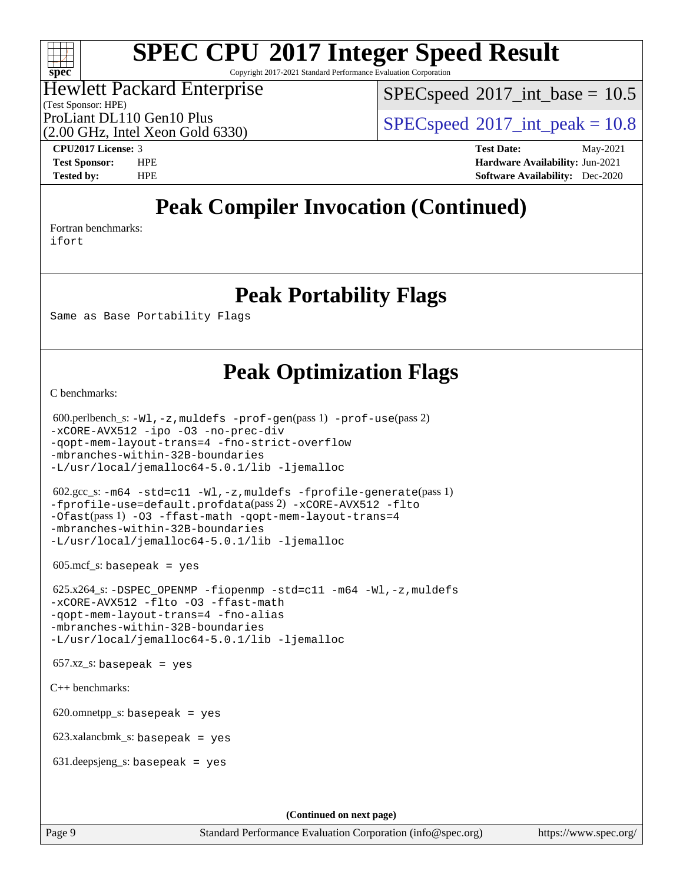# Peak Compiler Invocation (Continued)

Fortran benchmarks:

```
ifort
```

# Peak Portability Flags

```
Same as Base Portability Flags
```

# Peak Optimization Flags

C benchmarks:

600.perlbench_s: `-Wl,-z,muldefs -prof-gen`(pass 1) `-prof-use`(pass 2)
```
-xCORE-AVX512 -ipo -O3 -no-prec-div
-qopt-mem-layout-trans=4 -fno-strict-overflow
-mbranches-within-32B-boundaries
-L/usr/local/jemalloc64-5.0.1/lib -ljemalloc
```

602.gcc_s: `-m64 -std=c11 -Wl,-z,muldefs -fprofile-generate`(pass 1)
`-fprofile-use=default.profdata`(pass 2) `-xCORE-AVX512 -flto`
`-Ofast`(pass 1) `-O3 -ffast-math -qopt-mem-layout-trans=4`
```
-mbranches-within-32B-boundaries
-L/usr/local/jemalloc64-5.0.1/lib -ljemalloc
```

605.mcf_s: `basepeak = yes`

625.x264_s: `-DSPEC_OPENMP -fiopenmp -std=c11 -m64 -Wl,-z,muldefs`
```
-xCORE-AVX512 -flto -O3 -ffast-math
-qopt-mem-layout-trans=4 -fno-alias
-mbranches-within-32B-boundaries
-L/usr/local/jemalloc64-5.0.1/lib -ljemalloc
```

657.xz_s: `basepeak = yes`

C++ benchmarks:

620.omnetpp_s: `basepeak = yes`

623.xalancbmk_s: `basepeak = yes`

631.deepsjeng_s: `basepeak = yes`

**(Continued on next page)**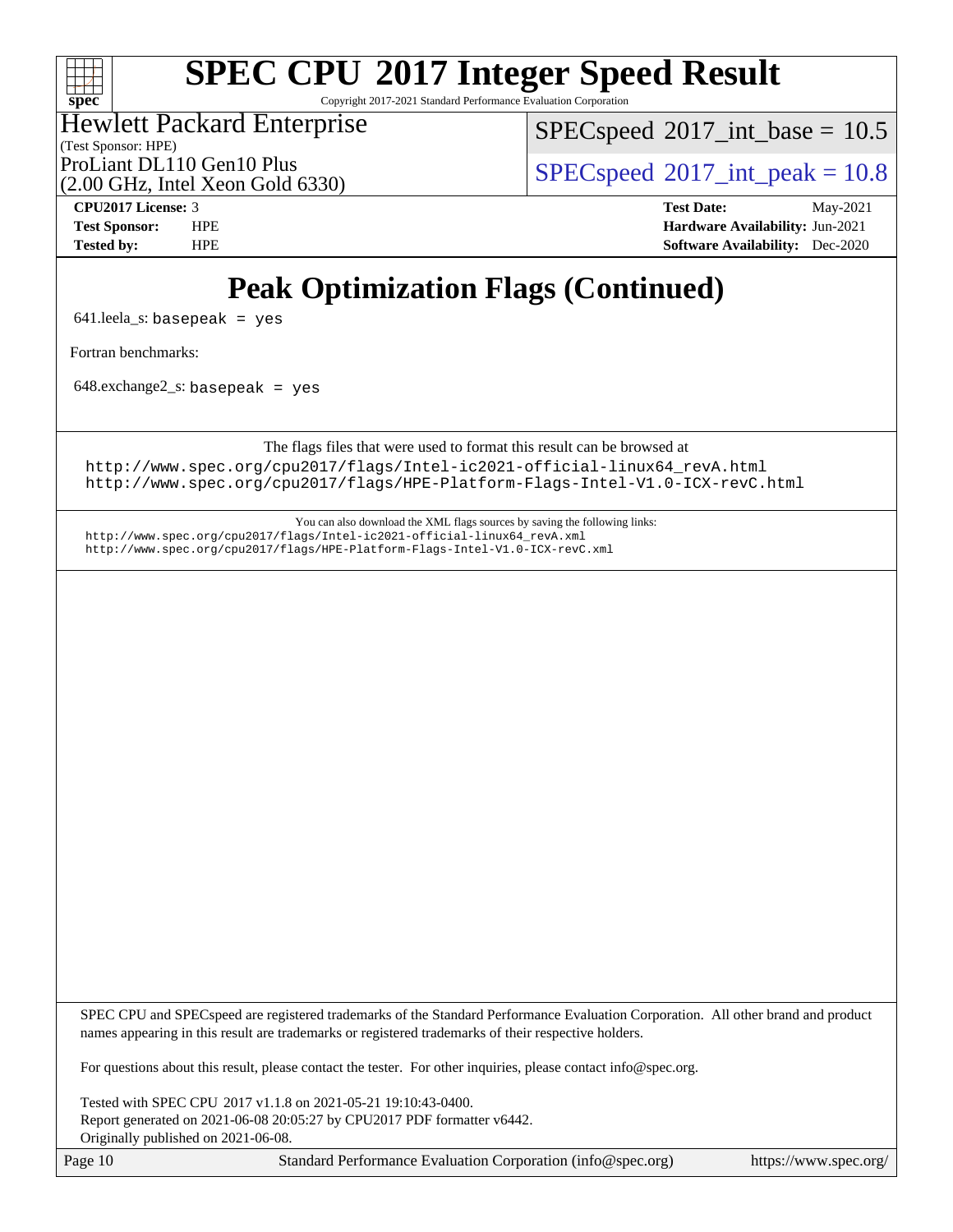# Peak Optimization Flags (Continued)

641.leela_s: basepeak = yes

Fortran benchmarks:

648.exchange2_s: basepeak = yes

The flags files that were used to format this result can be browsed at

http://www.spec.org/cpu2017/flags/Intel-ic2021-official-linux64_revA.html
http://www.spec.org/cpu2017/flags/HPE-Platform-Flags-Intel-V1.0-ICX-revC.html

You can also download the XML flags sources by saving the following links:

http://www.spec.org/cpu2017/flags/Intel-ic2021-official-linux64_revA.xml
http://www.spec.org/cpu2017/flags/HPE-Platform-Flags-Intel-V1.0-ICX-revC.xml

SPEC CPU and SPECspeed are registered trademarks of the Standard Performance Evaluation Corporation. All other brand and product names appearing in this result are trademarks or registered trademarks of their respective holders.

For questions about this result, please contact the tester. For other inquiries, please contact info@spec.org.

Tested with SPEC CPU 2017 v1.1.8 on 2021-05-21 19:10:43-0400.
Report generated on 2021-06-08 20:05:27 by CPU2017 PDF formatter v6442.
Originally published on 2021-06-08.